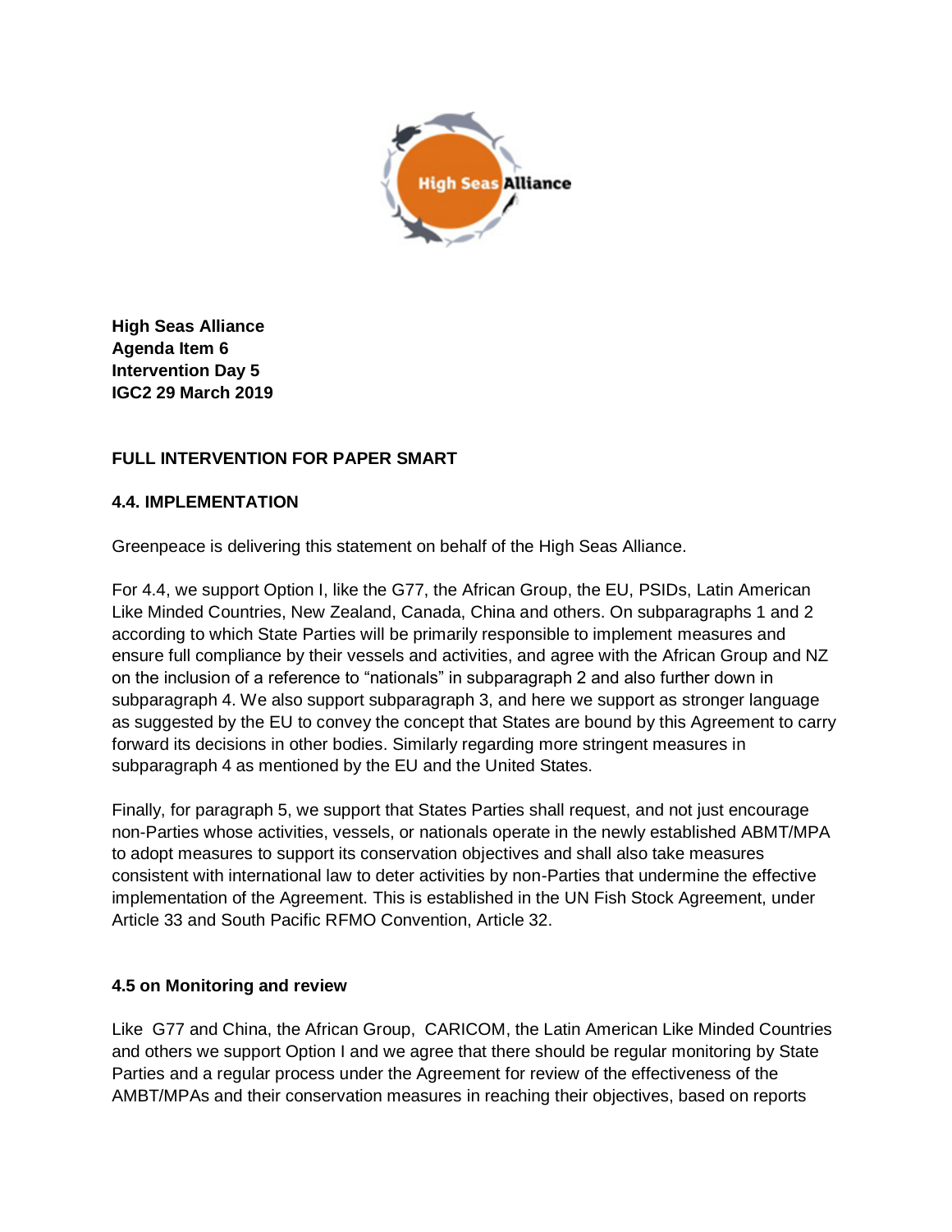**High Seas Alliance**
**Agenda Item 6**
**Intervention Day 5**
**IGC2 29 March 2019**

**FULL INTERVENTION FOR PAPER SMART**

**4.4. IMPLEMENTATION**

Greenpeace is delivering this statement on behalf of the High Seas Alliance.

For 4.4, we support Option I, like the G77, the African Group, the EU, PSIDs, Latin American Like Minded Countries, New Zealand, Canada, China and others. On subparagraphs 1 and 2 according to which State Parties will be primarily responsible to implement measures and ensure full compliance by their vessels and activities, and agree with the African Group and NZ on the inclusion of a reference to "nationals" in subparagraph 2 and also further down in subparagraph 4. We also support subparagraph 3, and here we support as stronger language as suggested by the EU to convey the concept that States are bound by this Agreement to carry forward its decisions in other bodies. Similarly regarding more stringent measures in subparagraph 4 as mentioned by the EU and the United States.

Finally, for paragraph 5, we support that States Parties shall request, and not just encourage non-Parties whose activities, vessels, or nationals operate in the newly established ABMT/MPA to adopt measures to support its conservation objectives and shall also take measures consistent with international law to deter activities by non-Parties that undermine the effective implementation of the Agreement. This is established in the UN Fish Stock Agreement, under Article 33 and South Pacific RFMO Convention, Article 32.

**4.5 on Monitoring and review**

Like G77 and China, the African Group, CARICOM, the Latin American Like Minded Countries and others we support Option I and we agree that there should be regular monitoring by State Parties and a regular process under the Agreement for review of the effectiveness of the AMBT/MPAs and their conservation measures in reaching their objectives, based on reports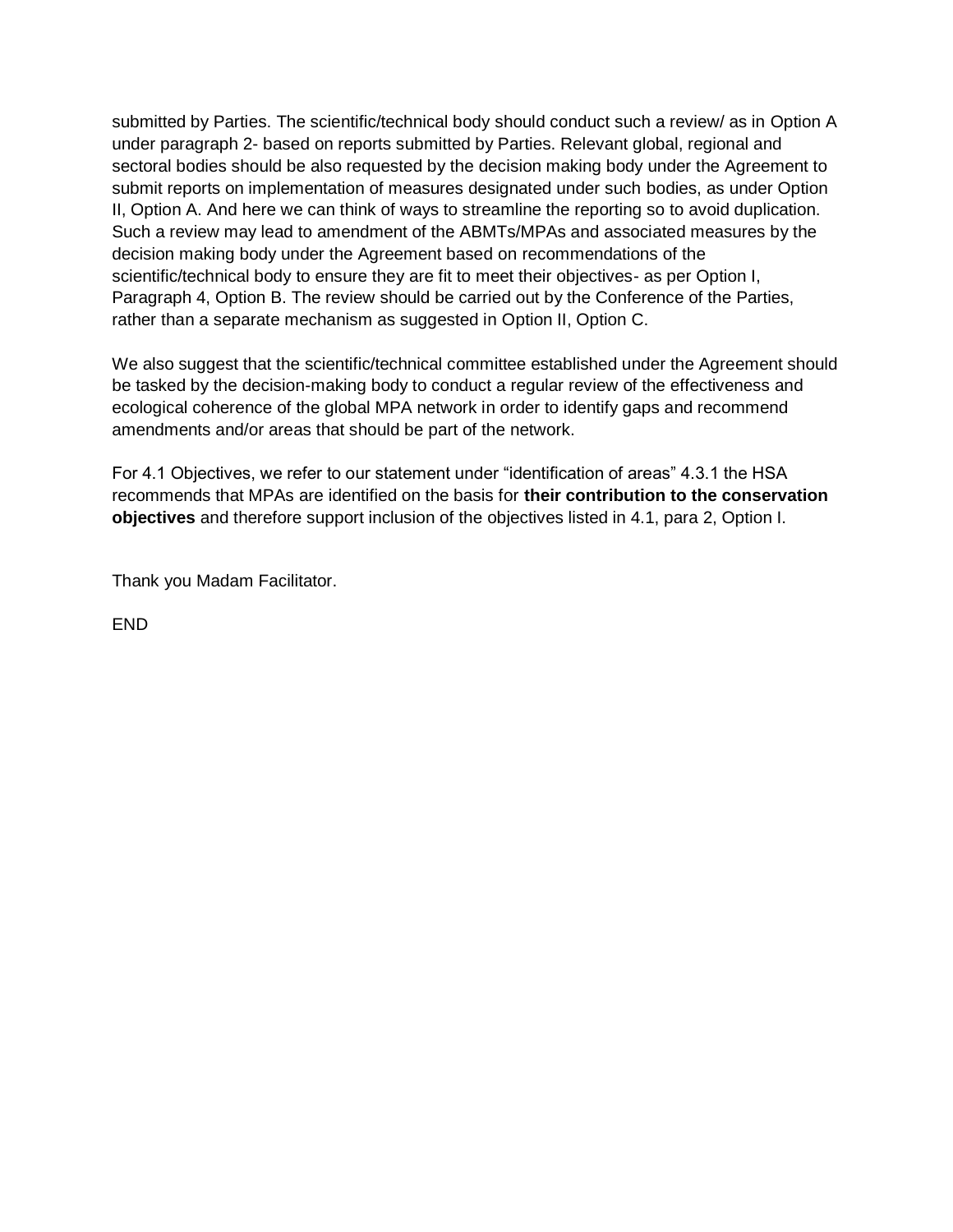submitted by Parties. The scientific/technical body should conduct such a review/ as in Option A under paragraph 2- based on reports submitted by Parties. Relevant global, regional and sectoral bodies should be also requested by the decision making body under the Agreement to submit reports on implementation of measures designated under such bodies, as under Option II, Option A. And here we can think of ways to streamline the reporting so to avoid duplication. Such a review may lead to amendment of the ABMTs/MPAs and associated measures by the decision making body under the Agreement based on recommendations of the scientific/technical body to ensure they are fit to meet their objectives- as per Option I, Paragraph 4, Option B. The review should be carried out by the Conference of the Parties, rather than a separate mechanism as suggested in Option II, Option C.

We also suggest that the scientific/technical committee established under the Agreement should be tasked by the decision-making body to conduct a regular review of the effectiveness and ecological coherence of the global MPA network in order to identify gaps and recommend amendments and/or areas that should be part of the network.

For 4.1 Objectives, we refer to our statement under "identification of areas" 4.3.1 the HSA recommends that MPAs are identified on the basis for **their contribution to the conservation objectives** and therefore support inclusion of the objectives listed in 4.1, para 2, Option I.

Thank you Madam Facilitator.

END